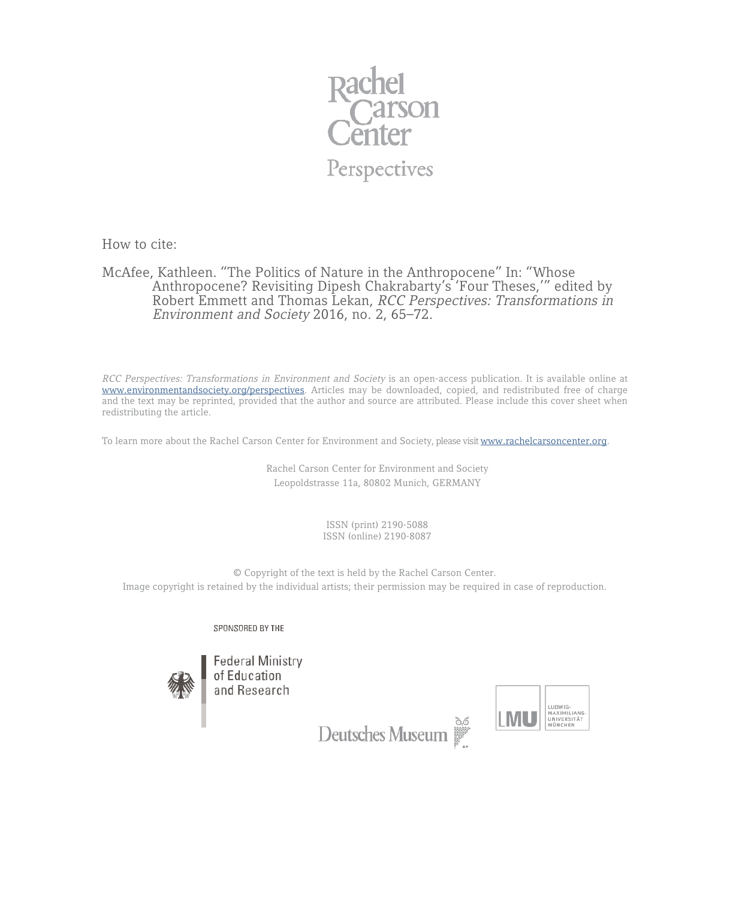Rachel Carson Center

Perspectives

How to cite:

McAfee, Kathleen. "The Politics of Nature in the Anthropocene" In: "Whose Anthropocene? Revisiting Dipesh Chakrabarty's 'Four Theses,'" edited by Robert Emmett and Thomas Lekan, *RCC Perspectives: Transformations in Environment and Society* 2016, no. 2, 65–72.

*RCC Perspectives: Transformations in Environment and Society* is an open-access publication. It is available online at www.environmentandsociety.org/perspectives. Articles may be downloaded, copied, and redistributed free of charge and the text may be reprinted, provided that the author and source are attributed. Please include this cover sheet when redistributing the article.

To learn more about the Rachel Carson Center for Environment and Society, please visit www.rachelcarsoncenter.org.

Rachel Carson Center for Environment and Society
Leopoldstrasse 11a, 80802 Munich, GERMANY

ISSN (print) 2190-5088
ISSN (online) 2190-8087

© Copyright of the text is held by the Rachel Carson Center.
Image copyright is retained by the individual artists; their permission may be required in case of reproduction.

SPONSORED BY THE

Federal Ministry of Education and Research

Deutsches Museum

LMU LUDWIG-MAXIMILIANS-UNIVERSITÄT MÜNCHEN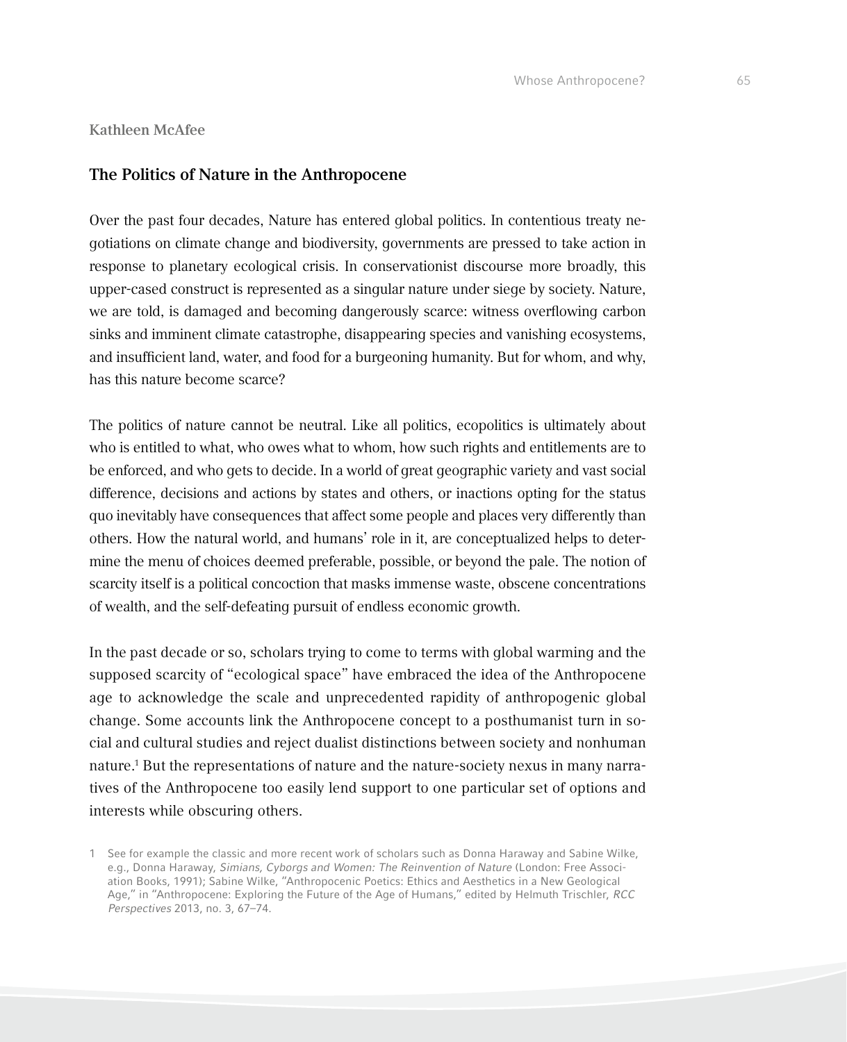Kathleen McAfee

## The Politics of Nature in the Anthropocene

Over the past four decades, Nature has entered global politics. In contentious treaty negotiations on climate change and biodiversity, governments are pressed to take action in response to planetary ecological crisis. In conservationist discourse more broadly, this upper-cased construct is represented as a singular nature under siege by society. Nature, we are told, is damaged and becoming dangerously scarce: witness overflowing carbon sinks and imminent climate catastrophe, disappearing species and vanishing ecosystems, and insufficient land, water, and food for a burgeoning humanity. But for whom, and why, has this nature become scarce?

The politics of nature cannot be neutral. Like all politics, ecopolitics is ultimately about who is entitled to what, who owes what to whom, how such rights and entitlements are to be enforced, and who gets to decide. In a world of great geographic variety and vast social difference, decisions and actions by states and others, or inactions opting for the status quo inevitably have consequences that affect some people and places very differently than others. How the natural world, and humans' role in it, are conceptualized helps to determine the menu of choices deemed preferable, possible, or beyond the pale. The notion of scarcity itself is a political concoction that masks immense waste, obscene concentrations of wealth, and the self-defeating pursuit of endless economic growth.

In the past decade or so, scholars trying to come to terms with global warming and the supposed scarcity of "ecological space" have embraced the idea of the Anthropocene age to acknowledge the scale and unprecedented rapidity of anthropogenic global change. Some accounts link the Anthropocene concept to a posthumanist turn in social and cultural studies and reject dualist distinctions between society and nonhuman nature.[1] But the representations of nature and the nature-society nexus in many narratives of the Anthropocene too easily lend support to one particular set of options and interests while obscuring others.

1 See for example the classic and more recent work of scholars such as Donna Haraway and Sabine Wilke, e.g., Donna Haraway, *Simians, Cyborgs and Women: The Reinvention of Nature* (London: Free Association Books, 1991); Sabine Wilke, "Anthropocenic Poetics: Ethics and Aesthetics in a New Geological Age," in "Anthropocene: Exploring the Future of the Age of Humans," edited by Helmuth Trischler, *RCC Perspectives* 2013, no. 3, 67–74.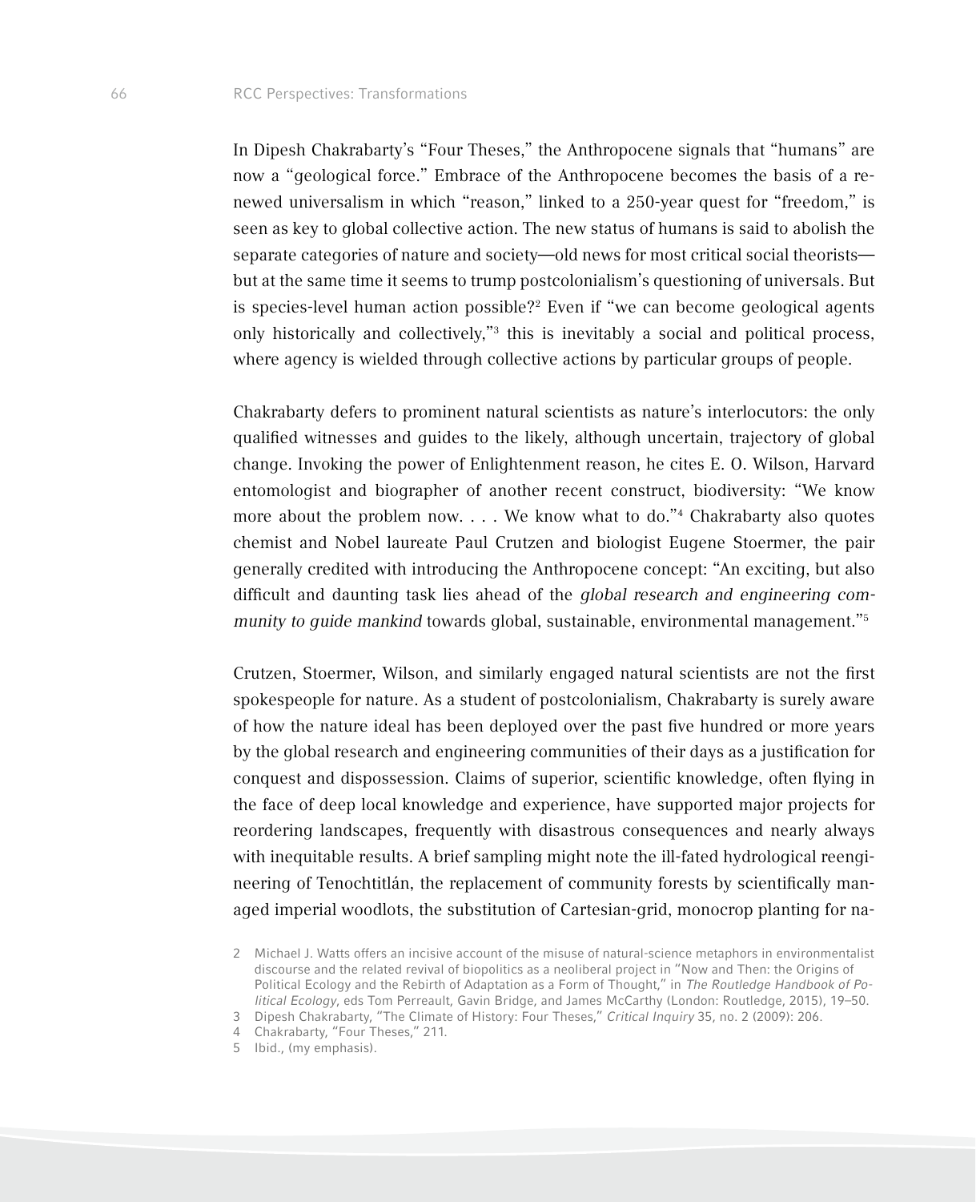In Dipesh Chakrabarty's "Four Theses," the Anthropocene signals that "humans" are now a "geological force." Embrace of the Anthropocene becomes the basis of a renewed universalism in which "reason," linked to a 250-year quest for "freedom," is seen as key to global collective action. The new status of humans is said to abolish the separate categories of nature and society—old news for most critical social theorists—but at the same time it seems to trump postcolonialism's questioning of universals. But is species-level human action possible?[2] Even if "we can become geological agents only historically and collectively,"[3] this is inevitably a social and political process, where agency is wielded through collective actions by particular groups of people.

Chakrabarty defers to prominent natural scientists as nature's interlocutors: the only qualified witnesses and guides to the likely, although uncertain, trajectory of global change. Invoking the power of Enlightenment reason, he cites E. O. Wilson, Harvard entomologist and biographer of another recent construct, biodiversity: "We know more about the problem now. . . . We know what to do."[4] Chakrabarty also quotes chemist and Nobel laureate Paul Crutzen and biologist Eugene Stoermer, the pair generally credited with introducing the Anthropocene concept: "An exciting, but also difficult and daunting task lies ahead of the *global research and engineering community to guide mankind* towards global, sustainable, environmental management."[5]

Crutzen, Stoermer, Wilson, and similarly engaged natural scientists are not the first spokespeople for nature. As a student of postcolonialism, Chakrabarty is surely aware of how the nature ideal has been deployed over the past five hundred or more years by the global research and engineering communities of their days as a justification for conquest and dispossession. Claims of superior, scientific knowledge, often flying in the face of deep local knowledge and experience, have supported major projects for reordering landscapes, frequently with disastrous consequences and nearly always with inequitable results. A brief sampling might note the ill-fated hydrological reengineering of Tenochtitlán, the replacement of community forests by scientifically managed imperial woodlots, the substitution of Cartesian-grid, monocrop planting for na-

2 Michael J. Watts offers an incisive account of the misuse of natural-science metaphors in environmentalist discourse and the related revival of biopolitics as a neoliberal project in "Now and Then: the Origins of Political Ecology and the Rebirth of Adaptation as a Form of Thought," in *The Routledge Handbook of Political Ecology*, eds Tom Perreault, Gavin Bridge, and James McCarthy (London: Routledge, 2015), 19–50.

3 Dipesh Chakrabarty, "The Climate of History: Four Theses," *Critical Inquiry* 35, no. 2 (2009): 206.

4 Chakrabarty, "Four Theses," 211.

5 Ibid., (my emphasis).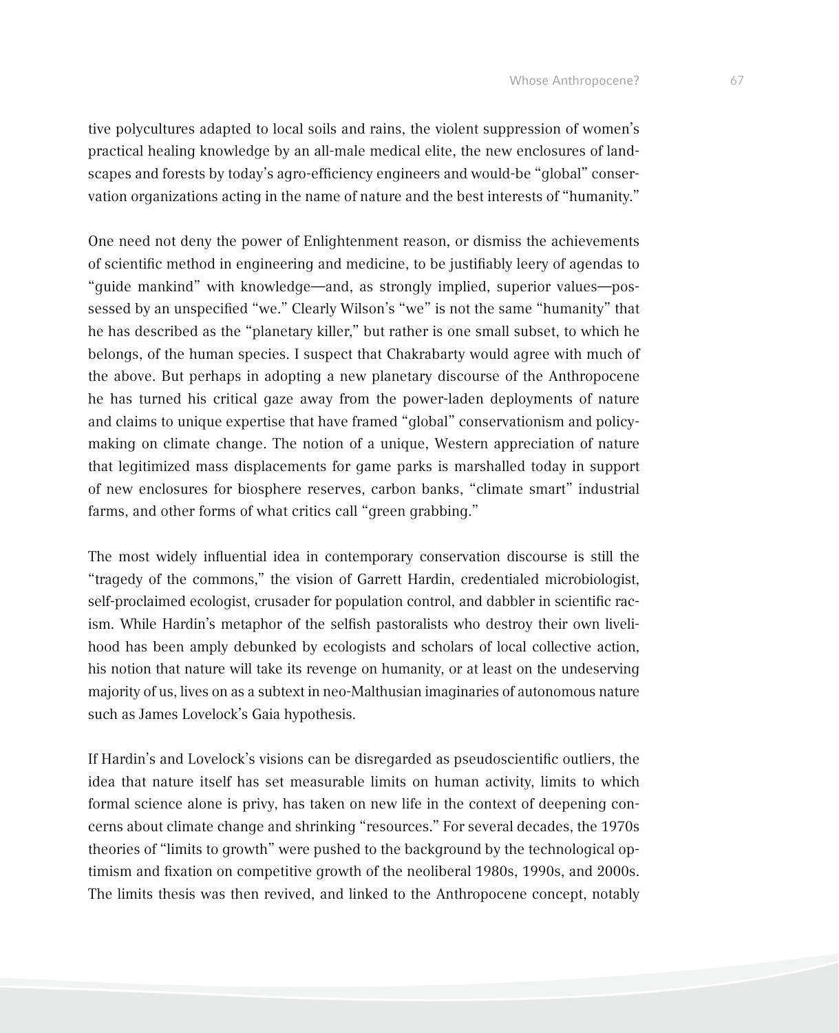tive polycultures adapted to local soils and rains, the violent suppression of women's practical healing knowledge by an all-male medical elite, the new enclosures of landscapes and forests by today's agro-efficiency engineers and would-be "global" conservation organizations acting in the name of nature and the best interests of "humanity."

One need not deny the power of Enlightenment reason, or dismiss the achievements of scientific method in engineering and medicine, to be justifiably leery of agendas to "guide mankind" with knowledge—and, as strongly implied, superior values—possessed by an unspecified "we." Clearly Wilson's "we" is not the same "humanity" that he has described as the "planetary killer," but rather is one small subset, to which he belongs, of the human species. I suspect that Chakrabarty would agree with much of the above. But perhaps in adopting a new planetary discourse of the Anthropocene he has turned his critical gaze away from the power-laden deployments of nature and claims to unique expertise that have framed "global" conservationism and policymaking on climate change. The notion of a unique, Western appreciation of nature that legitimized mass displacements for game parks is marshalled today in support of new enclosures for biosphere reserves, carbon banks, "climate smart" industrial farms, and other forms of what critics call "green grabbing."

The most widely influential idea in contemporary conservation discourse is still the "tragedy of the commons," the vision of Garrett Hardin, credentialed microbiologist, self-proclaimed ecologist, crusader for population control, and dabbler in scientific racism. While Hardin's metaphor of the selfish pastoralists who destroy their own livelihood has been amply debunked by ecologists and scholars of local collective action, his notion that nature will take its revenge on humanity, or at least on the undeserving majority of us, lives on as a subtext in neo-Malthusian imaginaries of autonomous nature such as James Lovelock's Gaia hypothesis.

If Hardin's and Lovelock's visions can be disregarded as pseudoscientific outliers, the idea that nature itself has set measurable limits on human activity, limits to which formal science alone is privy, has taken on new life in the context of deepening concerns about climate change and shrinking "resources." For several decades, the 1970s theories of "limits to growth" were pushed to the background by the technological optimism and fixation on competitive growth of the neoliberal 1980s, 1990s, and 2000s. The limits thesis was then revived, and linked to the Anthropocene concept, notably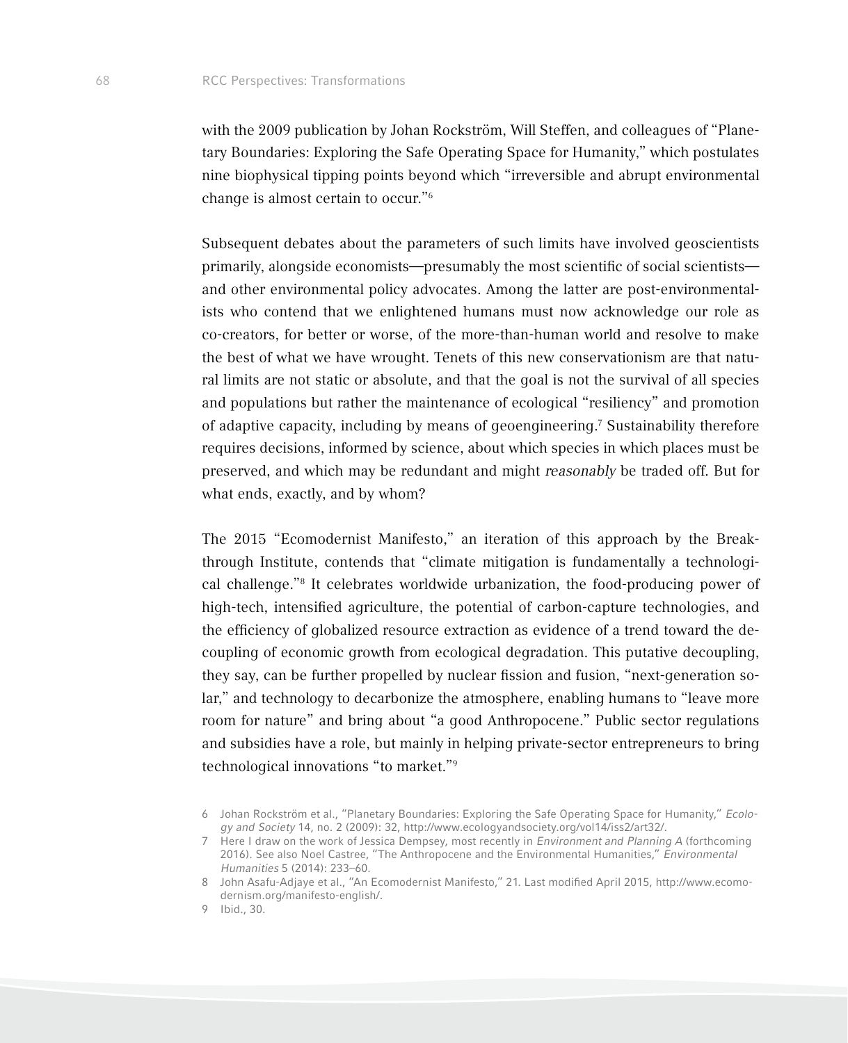with the 2009 publication by Johan Rockström, Will Steffen, and colleagues of "Planetary Boundaries: Exploring the Safe Operating Space for Humanity," which postulates nine biophysical tipping points beyond which "irreversible and abrupt environmental change is almost certain to occur."[6]

Subsequent debates about the parameters of such limits have involved geoscientists primarily, alongside economists—presumably the most scientific of social scientists—and other environmental policy advocates. Among the latter are post-environmentalists who contend that we enlightened humans must now acknowledge our role as co-creators, for better or worse, of the more-than-human world and resolve to make the best of what we have wrought. Tenets of this new conservationism are that natural limits are not static or absolute, and that the goal is not the survival of all species and populations but rather the maintenance of ecological "resiliency" and promotion of adaptive capacity, including by means of geoengineering.[7] Sustainability therefore requires decisions, informed by science, about which species in which places must be preserved, and which may be redundant and might *reasonably* be traded off. But for what ends, exactly, and by whom?

The 2015 "Ecomodernist Manifesto," an iteration of this approach by the Breakthrough Institute, contends that "climate mitigation is fundamentally a technological challenge."[8] It celebrates worldwide urbanization, the food-producing power of high-tech, intensified agriculture, the potential of carbon-capture technologies, and the efficiency of globalized resource extraction as evidence of a trend toward the decoupling of economic growth from ecological degradation. This putative decoupling, they say, can be further propelled by nuclear fission and fusion, "next-generation solar," and technology to decarbonize the atmosphere, enabling humans to "leave more room for nature" and bring about "a good Anthropocene." Public sector regulations and subsidies have a role, but mainly in helping private-sector entrepreneurs to bring technological innovations "to market."[9]

6 Johan Rockström et al., "Planetary Boundaries: Exploring the Safe Operating Space for Humanity," *Ecology and Society* 14, no. 2 (2009): 32, http://www.ecologyandsociety.org/vol14/iss2/art32/.

7 Here I draw on the work of Jessica Dempsey, most recently in *Environment and Planning A* (forthcoming 2016). See also Noel Castree, "The Anthropocene and the Environmental Humanities," *Environmental Humanities* 5 (2014): 233–60.

8 John Asafu-Adjaye et al., "An Ecomodernist Manifesto," 21. Last modified April 2015, http://www.ecomodernism.org/manifesto-english/.

9 Ibid., 30.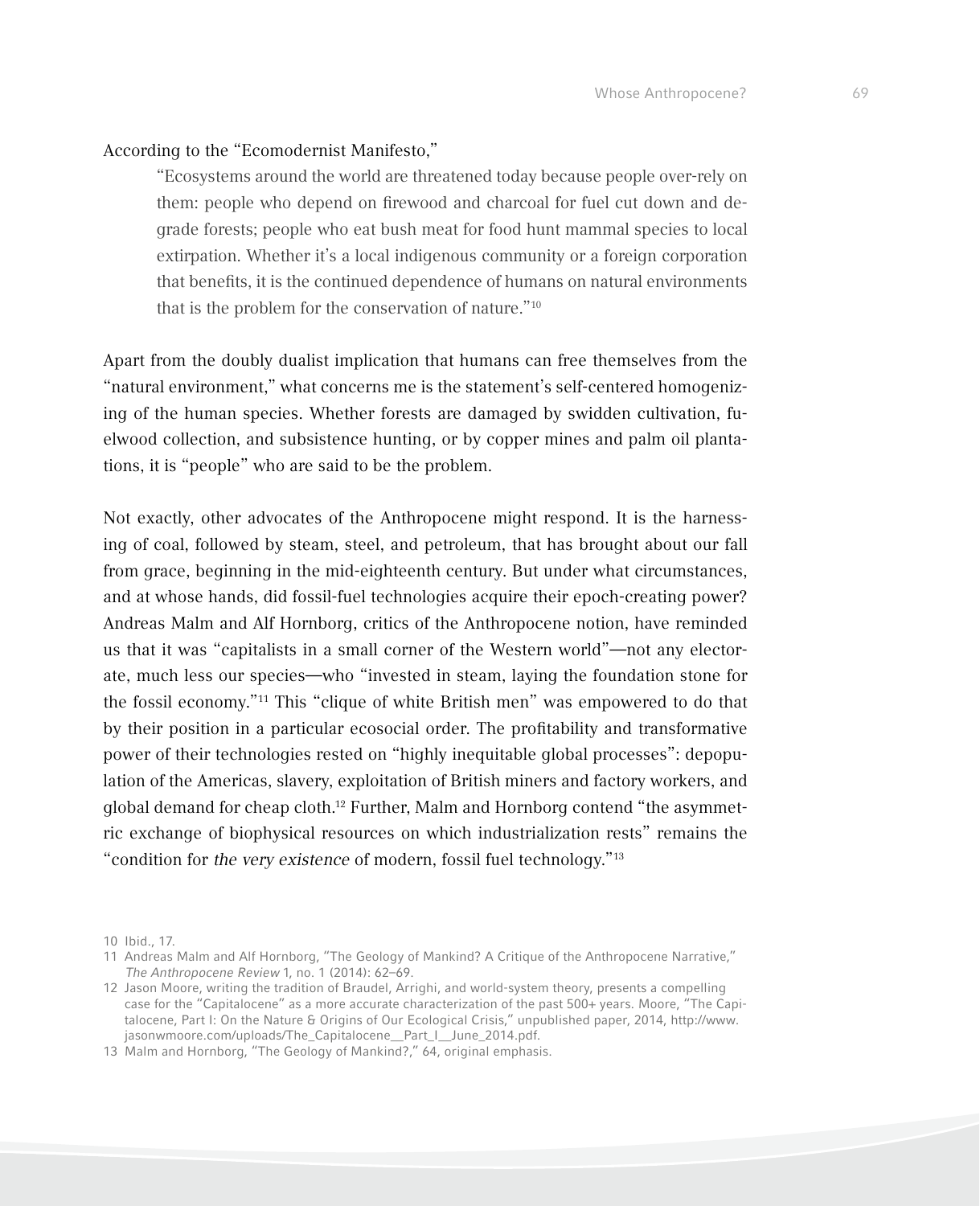According to the "Ecomodernist Manifesto,"

> "Ecosystems around the world are threatened today because people over-rely on them: people who depend on firewood and charcoal for fuel cut down and degrade forests; people who eat bush meat for food hunt mammal species to local extirpation. Whether it's a local indigenous community or a foreign corporation that benefits, it is the continued dependence of humans on natural environments that is the problem for the conservation of nature."[10]

Apart from the doubly dualist implication that humans can free themselves from the "natural environment," what concerns me is the statement's self-centered homogenizing of the human species. Whether forests are damaged by swidden cultivation, fuelwood collection, and subsistence hunting, or by copper mines and palm oil plantations, it is "people" who are said to be the problem.

Not exactly, other advocates of the Anthropocene might respond. It is the harnessing of coal, followed by steam, steel, and petroleum, that has brought about our fall from grace, beginning in the mid-eighteenth century. But under what circumstances, and at whose hands, did fossil-fuel technologies acquire their epoch-creating power? Andreas Malm and Alf Hornborg, critics of the Anthropocene notion, have reminded us that it was "capitalists in a small corner of the Western world"—not any electorate, much less our species—who "invested in steam, laying the foundation stone for the fossil economy."[11] This "clique of white British men" was empowered to do that by their position in a particular ecosocial order. The profitability and transformative power of their technologies rested on "highly inequitable global processes": depopulation of the Americas, slavery, exploitation of British miners and factory workers, and global demand for cheap cloth.[12] Further, Malm and Hornborg contend "the asymmetric exchange of biophysical resources on which industrialization rests" remains the "condition for *the very existence* of modern, fossil fuel technology."[13]

10 Ibid., 17.

11 Andreas Malm and Alf Hornborg, "The Geology of Mankind? A Critique of the Anthropocene Narrative," *The Anthropocene Review* 1, no. 1 (2014): 62–69.

12 Jason Moore, writing the tradition of Braudel, Arrighi, and world-system theory, presents a compelling case for the "Capitalocene" as a more accurate characterization of the past 500+ years. Moore, "The Capitalocene, Part I: On the Nature & Origins of Our Ecological Crisis," unpublished paper, 2014, http://www.jasonwmoore.com/uploads/The_Capitalocene__Part_I__June_2014.pdf.

13 Malm and Hornborg, "The Geology of Mankind?," 64, original emphasis.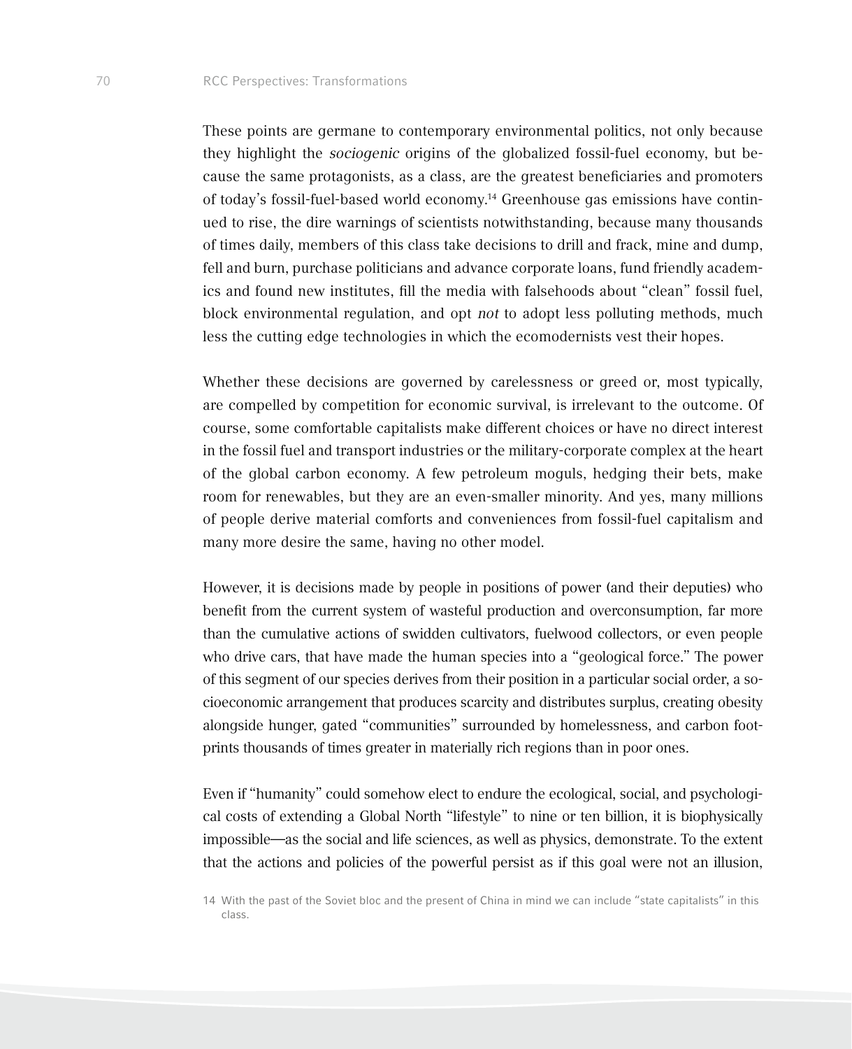These points are germane to contemporary environmental politics, not only because they highlight the *sociogenic* origins of the globalized fossil-fuel economy, but because the same protagonists, as a class, are the greatest beneficiaries and promoters of today's fossil-fuel-based world economy.[14] Greenhouse gas emissions have continued to rise, the dire warnings of scientists notwithstanding, because many thousands of times daily, members of this class take decisions to drill and frack, mine and dump, fell and burn, purchase politicians and advance corporate loans, fund friendly academics and found new institutes, fill the media with falsehoods about "clean" fossil fuel, block environmental regulation, and opt *not* to adopt less polluting methods, much less the cutting edge technologies in which the ecomodernists vest their hopes.

Whether these decisions are governed by carelessness or greed or, most typically, are compelled by competition for economic survival, is irrelevant to the outcome. Of course, some comfortable capitalists make different choices or have no direct interest in the fossil fuel and transport industries or the military-corporate complex at the heart of the global carbon economy. A few petroleum moguls, hedging their bets, make room for renewables, but they are an even-smaller minority. And yes, many millions of people derive material comforts and conveniences from fossil-fuel capitalism and many more desire the same, having no other model.

However, it is decisions made by people in positions of power (and their deputies) who benefit from the current system of wasteful production and overconsumption, far more than the cumulative actions of swidden cultivators, fuelwood collectors, or even people who drive cars, that have made the human species into a "geological force." The power of this segment of our species derives from their position in a particular social order, a socioeconomic arrangement that produces scarcity and distributes surplus, creating obesity alongside hunger, gated "communities" surrounded by homelessness, and carbon footprints thousands of times greater in materially rich regions than in poor ones.

Even if "humanity" could somehow elect to endure the ecological, social, and psychological costs of extending a Global North "lifestyle" to nine or ten billion, it is biophysically impossible—as the social and life sciences, as well as physics, demonstrate. To the extent that the actions and policies of the powerful persist as if this goal were not an illusion,

14 With the past of the Soviet bloc and the present of China in mind we can include "state capitalists" in this class.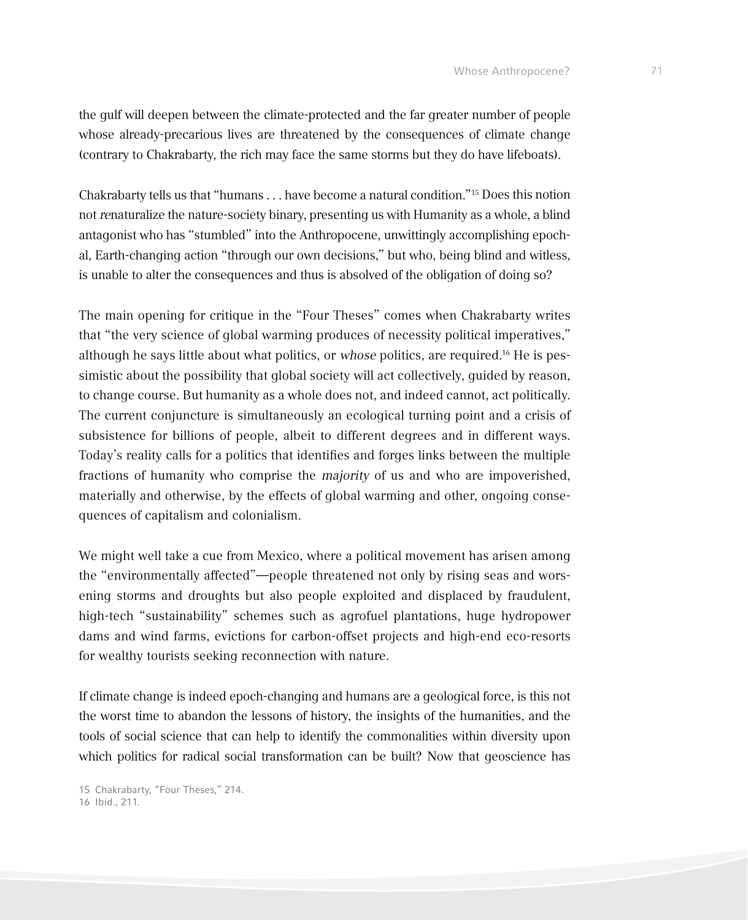the gulf will deepen between the climate-protected and the far greater number of people whose already-precarious lives are threatened by the consequences of climate change (contrary to Chakrabarty, the rich may face the same storms but they do have lifeboats).

Chakrabarty tells us that "humans . . . have become a natural condition."[15] Does this notion not *re*naturalize the nature-society binary, presenting us with Humanity as a whole, a blind antagonist who has "stumbled" into the Anthropocene, unwittingly accomplishing epochal, Earth-changing action "through our own decisions," but who, being blind and witless, is unable to alter the consequences and thus is absolved of the obligation of doing so?

The main opening for critique in the "Four Theses" comes when Chakrabarty writes that "the very science of global warming produces of necessity political imperatives," although he says little about what politics, or *whose* politics, are required.[16] He is pessimistic about the possibility that global society will act collectively, guided by reason, to change course. But humanity as a whole does not, and indeed cannot, act politically. The current conjuncture is simultaneously an ecological turning point and a crisis of subsistence for billions of people, albeit to different degrees and in different ways. Today's reality calls for a politics that identifies and forges links between the multiple fractions of humanity who comprise the *majority* of us and who are impoverished, materially and otherwise, by the effects of global warming and other, ongoing consequences of capitalism and colonialism.

We might well take a cue from Mexico, where a political movement has arisen among the "environmentally affected"—people threatened not only by rising seas and worsening storms and droughts but also people exploited and displaced by fraudulent, high-tech "sustainability" schemes such as agrofuel plantations, huge hydropower dams and wind farms, evictions for carbon-offset projects and high-end eco-resorts for wealthy tourists seeking reconnection with nature.

If climate change is indeed epoch-changing and humans are a geological force, is this not the worst time to abandon the lessons of history, the insights of the humanities, and the tools of social science that can help to identify the commonalities within diversity upon which politics for radical social transformation can be built? Now that geoscience has

15 Chakrabarty, "Four Theses," 214.
16 Ibid., 211.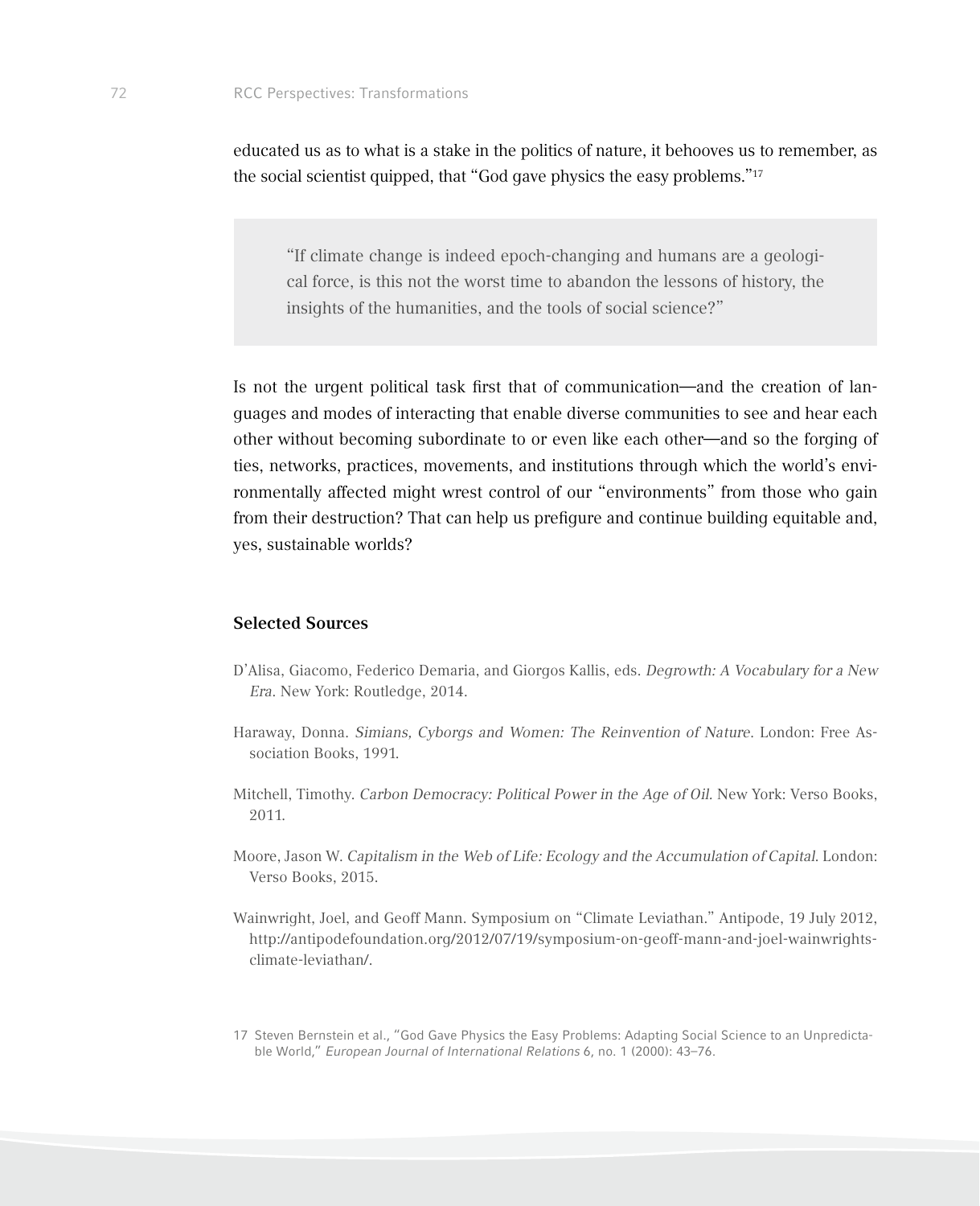educated us as to what is a stake in the politics of nature, it behooves us to remember, as the social scientist quipped, that "God gave physics the easy problems."[17]

> "If climate change is indeed epoch-changing and humans are a geological force, is this not the worst time to abandon the lessons of history, the insights of the humanities, and the tools of social science?"

Is not the urgent political task first that of communication—and the creation of languages and modes of interacting that enable diverse communities to see and hear each other without becoming subordinate to or even like each other—and so the forging of ties, networks, practices, movements, and institutions through which the world's environmentally affected might wrest control of our "environments" from those who gain from their destruction? That can help us prefigure and continue building equitable and, yes, sustainable worlds?

### Selected Sources

D'Alisa, Giacomo, Federico Demaria, and Giorgos Kallis, eds. *Degrowth: A Vocabulary for a New Era*. New York: Routledge, 2014.

Haraway, Donna. *Simians, Cyborgs and Women: The Reinvention of Nature*. London: Free Association Books, 1991.

Mitchell, Timothy. *Carbon Democracy: Political Power in the Age of Oil*. New York: Verso Books, 2011.

Moore, Jason W. *Capitalism in the Web of Life: Ecology and the Accumulation of Capital*. London: Verso Books, 2015.

Wainwright, Joel, and Geoff Mann. Symposium on "Climate Leviathan." Antipode, 19 July 2012, http://antipodefoundation.org/2012/07/19/symposium-on-geoff-mann-and-joel-wainwrights-climate-leviathan/.

17 Steven Bernstein et al., "God Gave Physics the Easy Problems: Adapting Social Science to an Unpredictable World," *European Journal of International Relations* 6, no. 1 (2000): 43–76.